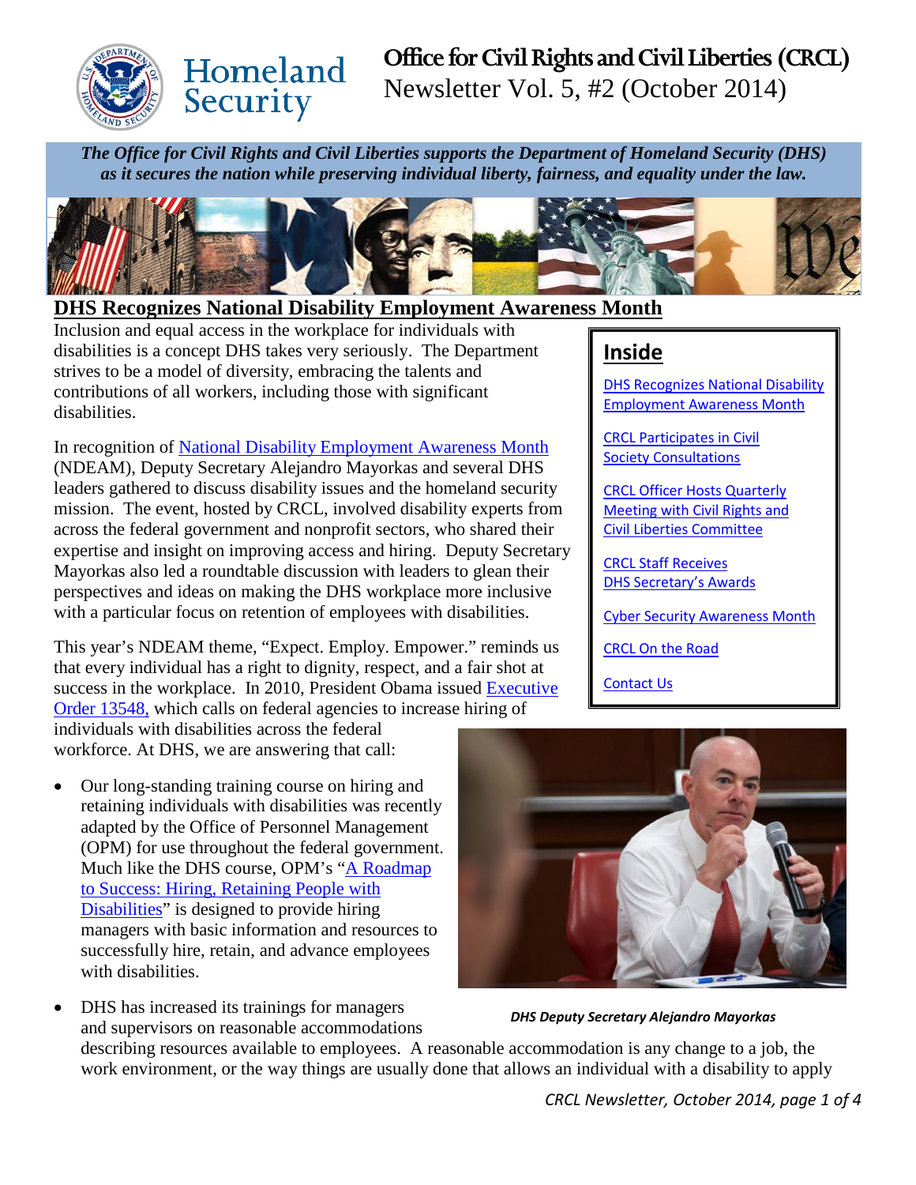# Office for Civil Rights and Civil Liberties (CRCL)

Newsletter Vol. 5, #2 (October 2014)

***The Office for Civil Rights and Civil Liberties supports the Department of Homeland Security (DHS) as it secures the nation while preserving individual liberty, fairness, and equality under the law.***

## DHS Recognizes National Disability Employment Awareness Month

Inclusion and equal access in the workplace for individuals with disabilities is a concept DHS takes very seriously. The Department strives to be a model of diversity, embracing the talents and contributions of all workers, including those with significant disabilities.

In recognition of National Disability Employment Awareness Month (NDEAM), Deputy Secretary Alejandro Mayorkas and several DHS leaders gathered to discuss disability issues and the homeland security mission. The event, hosted by CRCL, involved disability experts from across the federal government and nonprofit sectors, who shared their expertise and insight on improving access and hiring. Deputy Secretary Mayorkas also led a roundtable discussion with leaders to glean their perspectives and ideas on making the DHS workplace more inclusive with a particular focus on retention of employees with disabilities.

This year's NDEAM theme, "Expect. Employ. Empower." reminds us that every individual has a right to dignity, respect, and a fair shot at success in the workplace. In 2010, President Obama issued Executive Order 13548, which calls on federal agencies to increase hiring of individuals with disabilities across the federal workforce. At DHS, we are answering that call:

- Our long-standing training course on hiring and retaining individuals with disabilities was recently adapted by the Office of Personnel Management (OPM) for use throughout the federal government. Much like the DHS course, OPM's "A Roadmap to Success: Hiring, Retaining People with Disabilities" is designed to provide hiring managers with basic information and resources to successfully hire, retain, and advance employees with disabilities.
- DHS has increased its trainings for managers and supervisors on reasonable accommodations describing resources available to employees. A reasonable accommodation is any change to a job, the work environment, or the way things are usually done that allows an individual with a disability to apply

***DHS Deputy Secretary Alejandro Mayorkas***

## Inside

- DHS Recognizes National Disability Employment Awareness Month
- CRCL Participates in Civil Society Consultations
- CRCL Officer Hosts Quarterly Meeting with Civil Rights and Civil Liberties Committee
- CRCL Staff Receives DHS Secretary's Awards
- Cyber Security Awareness Month
- CRCL On the Road
- Contact Us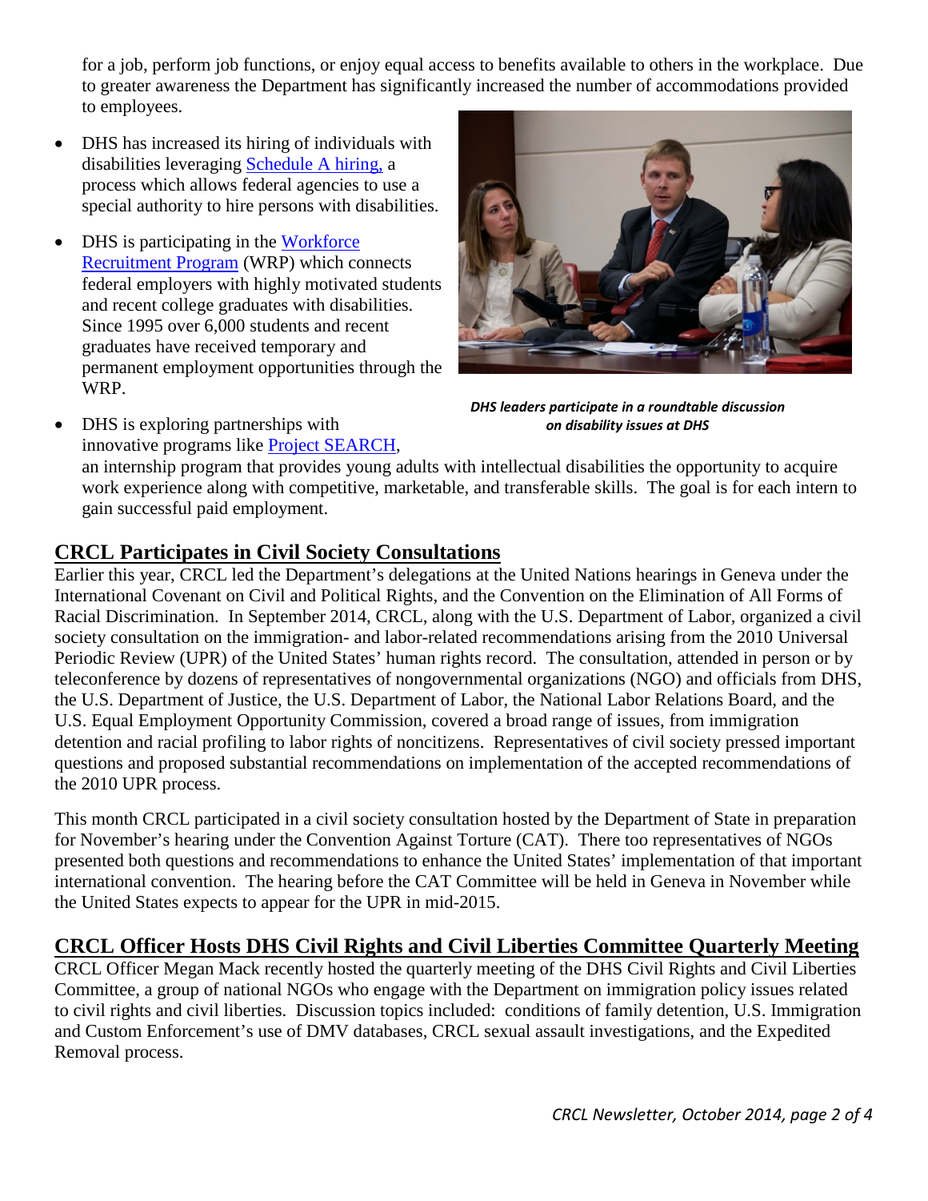for a job, perform job functions, or enjoy equal access to benefits available to others in the workplace. Due to greater awareness the Department has significantly increased the number of accommodations provided to employees.

- DHS has increased its hiring of individuals with disabilities leveraging [Schedule A hiring,] a process which allows federal agencies to use a special authority to hire persons with disabilities.
- DHS is participating in the [Workforce Recruitment Program] (WRP) which connects federal employers with highly motivated students and recent college graduates with disabilities. Since 1995 over 6,000 students and recent graduates have received temporary and permanent employment opportunities through the WRP.
- DHS is exploring partnerships with innovative programs like [Project SEARCH], an internship program that provides young adults with intellectual disabilities the opportunity to acquire work experience along with competitive, marketable, and transferable skills. The goal is for each intern to gain successful paid employment.

***DHS leaders participate in a roundtable discussion on disability issues at DHS***

## CRCL Participates in Civil Society Consultations

Earlier this year, CRCL led the Department's delegations at the United Nations hearings in Geneva under the International Covenant on Civil and Political Rights, and the Convention on the Elimination of All Forms of Racial Discrimination. In September 2014, CRCL, along with the U.S. Department of Labor, organized a civil society consultation on the immigration- and labor-related recommendations arising from the 2010 Universal Periodic Review (UPR) of the United States' human rights record. The consultation, attended in person or by teleconference by dozens of representatives of nongovernmental organizations (NGO) and officials from DHS, the U.S. Department of Justice, the U.S. Department of Labor, the National Labor Relations Board, and the U.S. Equal Employment Opportunity Commission, covered a broad range of issues, from immigration detention and racial profiling to labor rights of noncitizens. Representatives of civil society pressed important questions and proposed substantial recommendations on implementation of the accepted recommendations of the 2010 UPR process.

This month CRCL participated in a civil society consultation hosted by the Department of State in preparation for November's hearing under the Convention Against Torture (CAT). There too representatives of NGOs presented both questions and recommendations to enhance the United States' implementation of that important international convention. The hearing before the CAT Committee will be held in Geneva in November while the United States expects to appear for the UPR in mid-2015.

## CRCL Officer Hosts DHS Civil Rights and Civil Liberties Committee Quarterly Meeting

CRCL Officer Megan Mack recently hosted the quarterly meeting of the DHS Civil Rights and Civil Liberties Committee, a group of national NGOs who engage with the Department on immigration policy issues related to civil rights and civil liberties. Discussion topics included: conditions of family detention, U.S. Immigration and Custom Enforcement's use of DMV databases, CRCL sexual assault investigations, and the Expedited Removal process.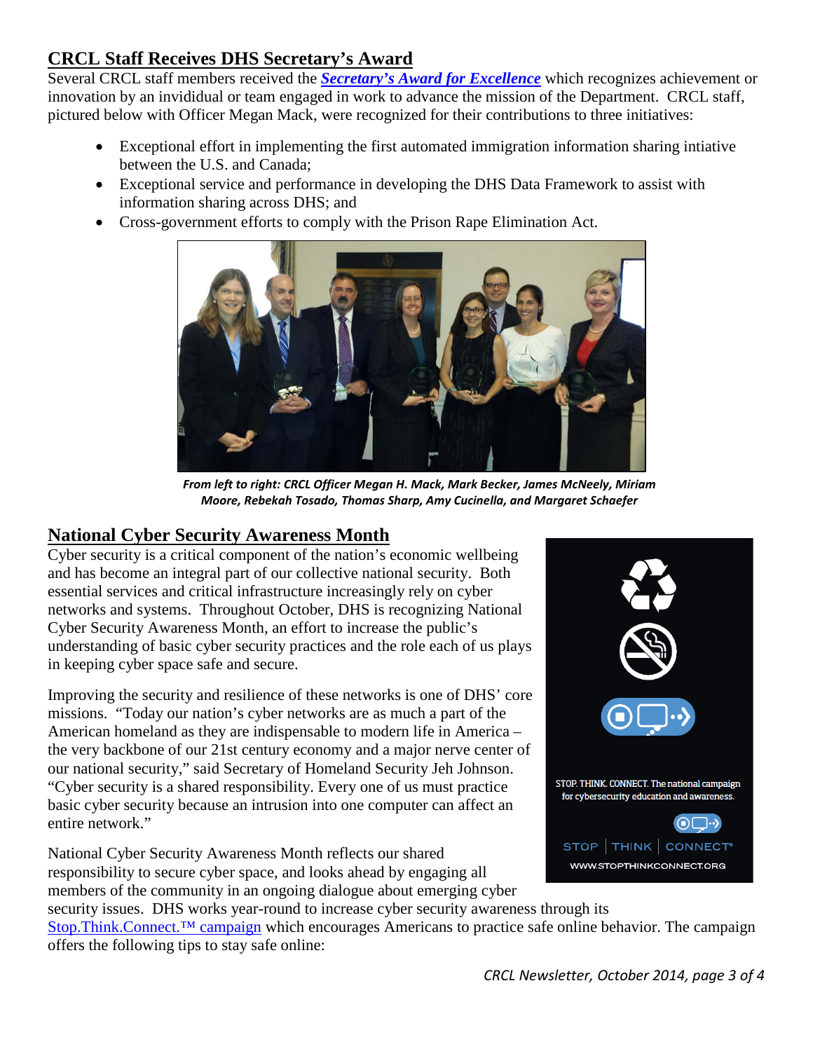## CRCL Staff Receives DHS Secretary's Award

Several CRCL staff members received the ***Secretary's Award for Excellence*** which recognizes achievement or innovation by an invididual or team engaged in work to advance the mission of the Department. CRCL staff, pictured below with Officer Megan Mack, were recognized for their contributions to three initiatives:

- Exceptional effort in implementing the first automated immigration information sharing intiative between the U.S. and Canada;
- Exceptional service and performance in developing the DHS Data Framework to assist with information sharing across DHS; and
- Cross-government efforts to comply with the Prison Rape Elimination Act.

***From left to right: CRCL Officer Megan H. Mack, Mark Becker, James McNeely, Miriam Moore, Rebekah Tosado, Thomas Sharp, Amy Cucinella, and Margaret Schaefer***

## National Cyber Security Awareness Month

Cyber security is a critical component of the nation's economic wellbeing and has become an integral part of our collective national security. Both essential services and critical infrastructure increasingly rely on cyber networks and systems. Throughout October, DHS is recognizing National Cyber Security Awareness Month, an effort to increase the public's understanding of basic cyber security practices and the role each of us plays in keeping cyber space safe and secure.

Improving the security and resilience of these networks is one of DHS' core missions. "Today our nation's cyber networks are as much a part of the American homeland as they are indispensable to modern life in America – the very backbone of our 21st century economy and a major nerve center of our national security," said Secretary of Homeland Security Jeh Johnson. "Cyber security is a shared responsibility. Every one of us must practice basic cyber security because an intrusion into one computer can affect an entire network."

STOP. THINK. CONNECT. The national campaign for cybersecurity education and awareness.

STOP | THINK | CONNECT®

WWW.STOPTHINKCONNECT.ORG

National Cyber Security Awareness Month reflects our shared responsibility to secure cyber space, and looks ahead by engaging all members of the community in an ongoing dialogue about emerging cyber security issues. DHS works year-round to increase cyber security awareness through its Stop.Think.Connect.™ campaign which encourages Americans to practice safe online behavior. The campaign offers the following tips to stay safe online: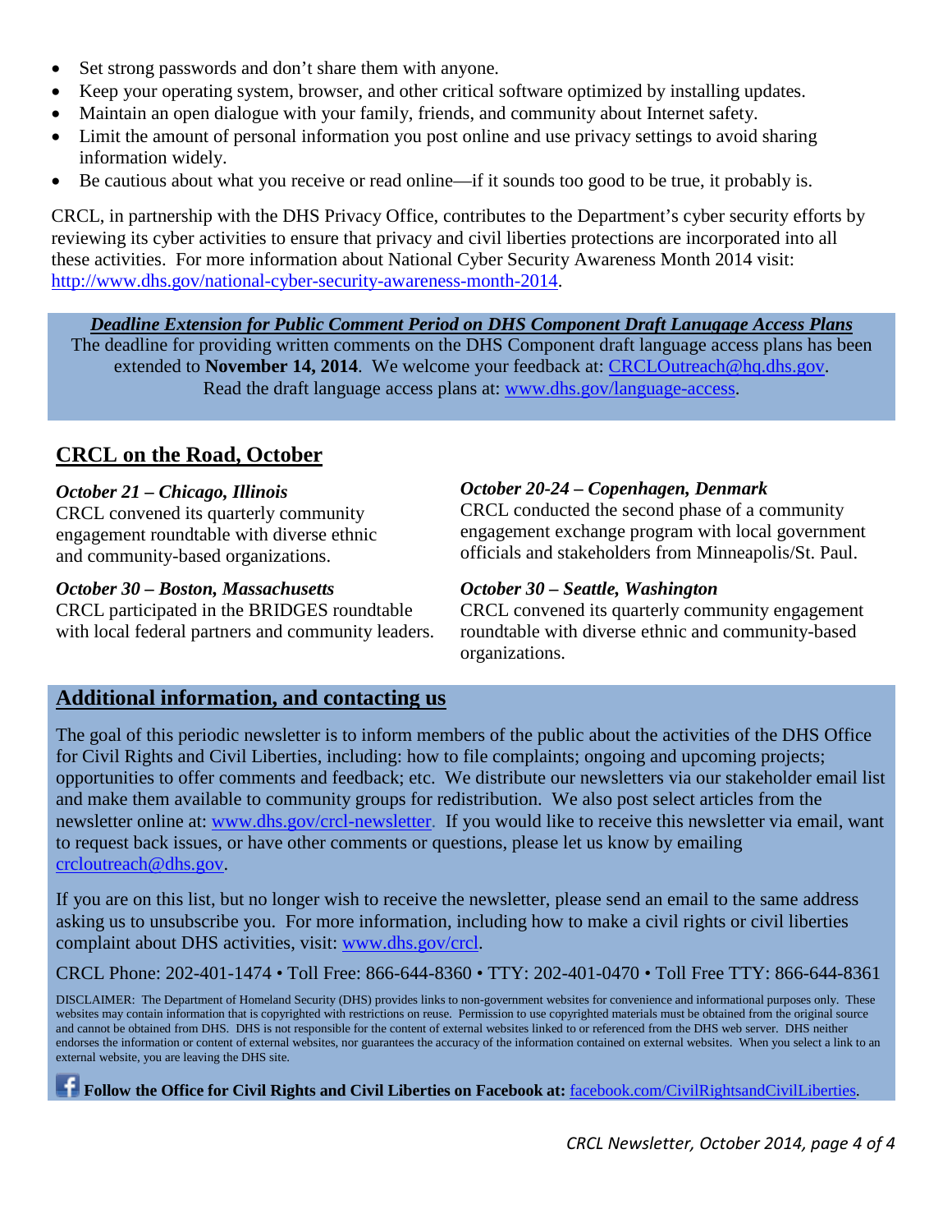- Set strong passwords and don't share them with anyone.
- Keep your operating system, browser, and other critical software optimized by installing updates.
- Maintain an open dialogue with your family, friends, and community about Internet safety.
- Limit the amount of personal information you post online and use privacy settings to avoid sharing information widely.
- Be cautious about what you receive or read online—if it sounds too good to be true, it probably is.

CRCL, in partnership with the DHS Privacy Office, contributes to the Department's cyber security efforts by reviewing its cyber activities to ensure that privacy and civil liberties protections are incorporated into all these activities. For more information about National Cyber Security Awareness Month 2014 visit: http://www.dhs.gov/national-cyber-security-awareness-month-2014.

***Deadline Extension for Public Comment Period on DHS Component Draft Lanugage Access Plans***

The deadline for providing written comments on the DHS Component draft language access plans has been extended to **November 14, 2014**. We welcome your feedback at: CRCLOutreach@hq.dhs.gov. Read the draft language access plans at: www.dhs.gov/language-access.

## CRCL on the Road, October

***October 21 – Chicago, Illinois***
CRCL convened its quarterly community engagement roundtable with diverse ethnic and community-based organizations.

***October 30 – Boston, Massachusetts***
CRCL participated in the BRIDGES roundtable with local federal partners and community leaders.

***October 20-24 – Copenhagen, Denmark***
CRCL conducted the second phase of a community engagement exchange program with local government officials and stakeholders from Minneapolis/St. Paul.

***October 30 – Seattle, Washington***
CRCL convened its quarterly community engagement roundtable with diverse ethnic and community-based organizations.

## Additional information, and contacting us

The goal of this periodic newsletter is to inform members of the public about the activities of the DHS Office for Civil Rights and Civil Liberties, including: how to file complaints; ongoing and upcoming projects; opportunities to offer comments and feedback; etc. We distribute our newsletters via our stakeholder email list and make them available to community groups for redistribution. We also post select articles from the newsletter online at: www.dhs.gov/crcl-newsletter. If you would like to receive this newsletter via email, want to request back issues, or have other comments or questions, please let us know by emailing crcloutreach@dhs.gov.

If you are on this list, but no longer wish to receive the newsletter, please send an email to the same address asking us to unsubscribe you. For more information, including how to make a civil rights or civil liberties complaint about DHS activities, visit: www.dhs.gov/crcl.

CRCL Phone: 202-401-1474 • Toll Free: 866-644-8360 • TTY: 202-401-0470 • Toll Free TTY: 866-644-8361

DISCLAIMER: The Department of Homeland Security (DHS) provides links to non-government websites for convenience and informational purposes only. These websites may contain information that is copyrighted with restrictions on reuse. Permission to use copyrighted materials must be obtained from the original source and cannot be obtained from DHS. DHS is not responsible for the content of external websites linked to or referenced from the DHS web server. DHS neither endorses the information or content of external websites, nor guarantees the accuracy of the information contained on external websites. When you select a link to an external website, you are leaving the DHS site.

**Follow the Office for Civil Rights and Civil Liberties on Facebook at:** facebook.com/CivilRightsandCivilLiberties.